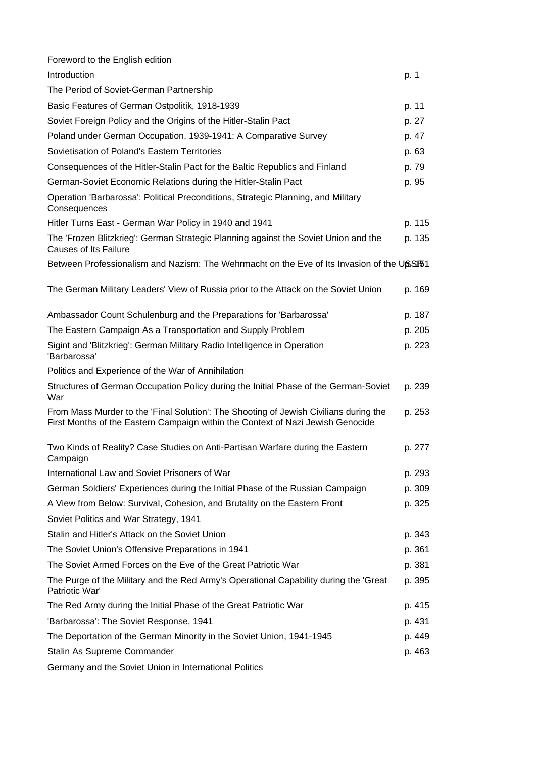| | |
|---|---|
| Foreword to the English edition | |
| Introduction | p. 1 |
| The Period of Soviet-German Partnership | |
| Basic Features of German Ostpolitik, 1918-1939 | p. 11 |
| Soviet Foreign Policy and the Origins of the Hitler-Stalin Pact | p. 27 |
| Poland under German Occupation, 1939-1941: A Comparative Survey | p. 47 |
| Sovietisation of Poland's Eastern Territories | p. 63 |
| Consequences of the Hitler-Stalin Pact for the Baltic Republics and Finland | p. 79 |
| German-Soviet Economic Relations during the Hitler-Stalin Pact | p. 95 |
| Operation 'Barbarossa': Political Preconditions, Strategic Planning, and Military Consequences | |
| Hitler Turns East - German War Policy in 1940 and 1941 | p. 115 |
| The 'Frozen Blitzkrieg': German Strategic Planning against the Soviet Union and the Causes of Its Failure | p. 135 |
| Between Professionalism and Nazism: The Wehrmacht on the Eve of Its Invasion of the USSR | p. 151 |
| The German Military Leaders' View of Russia prior to the Attack on the Soviet Union | p. 169 |
| Ambassador Count Schulenburg and the Preparations for 'Barbarossa' | p. 187 |
| The Eastern Campaign As a Transportation and Supply Problem | p. 205 |
| Sigint and 'Blitzkrieg': German Military Radio Intelligence in Operation 'Barbarossa' | p. 223 |
| Politics and Experience of the War of Annihilation | |
| Structures of German Occupation Policy during the Initial Phase of the German-Soviet War | p. 239 |
| From Mass Murder to the 'Final Solution': The Shooting of Jewish Civilians during the First Months of the Eastern Campaign within the Context of Nazi Jewish Genocide | p. 253 |
| Two Kinds of Reality? Case Studies on Anti-Partisan Warfare during the Eastern Campaign | p. 277 |
| International Law and Soviet Prisoners of War | p. 293 |
| German Soldiers' Experiences during the Initial Phase of the Russian Campaign | p. 309 |
| A View from Below: Survival, Cohesion, and Brutality on the Eastern Front | p. 325 |
| Soviet Politics and War Strategy, 1941 | |
| Stalin and Hitler's Attack on the Soviet Union | p. 343 |
| The Soviet Union's Offensive Preparations in 1941 | p. 361 |
| The Soviet Armed Forces on the Eve of the Great Patriotic War | p. 381 |
| The Purge of the Military and the Red Army's Operational Capability during the 'Great Patriotic War' | p. 395 |
| The Red Army during the Initial Phase of the Great Patriotic War | p. 415 |
| 'Barbarossa': The Soviet Response, 1941 | p. 431 |
| The Deportation of the German Minority in the Soviet Union, 1941-1945 | p. 449 |
| Stalin As Supreme Commander | p. 463 |
| Germany and the Soviet Union in International Politics | |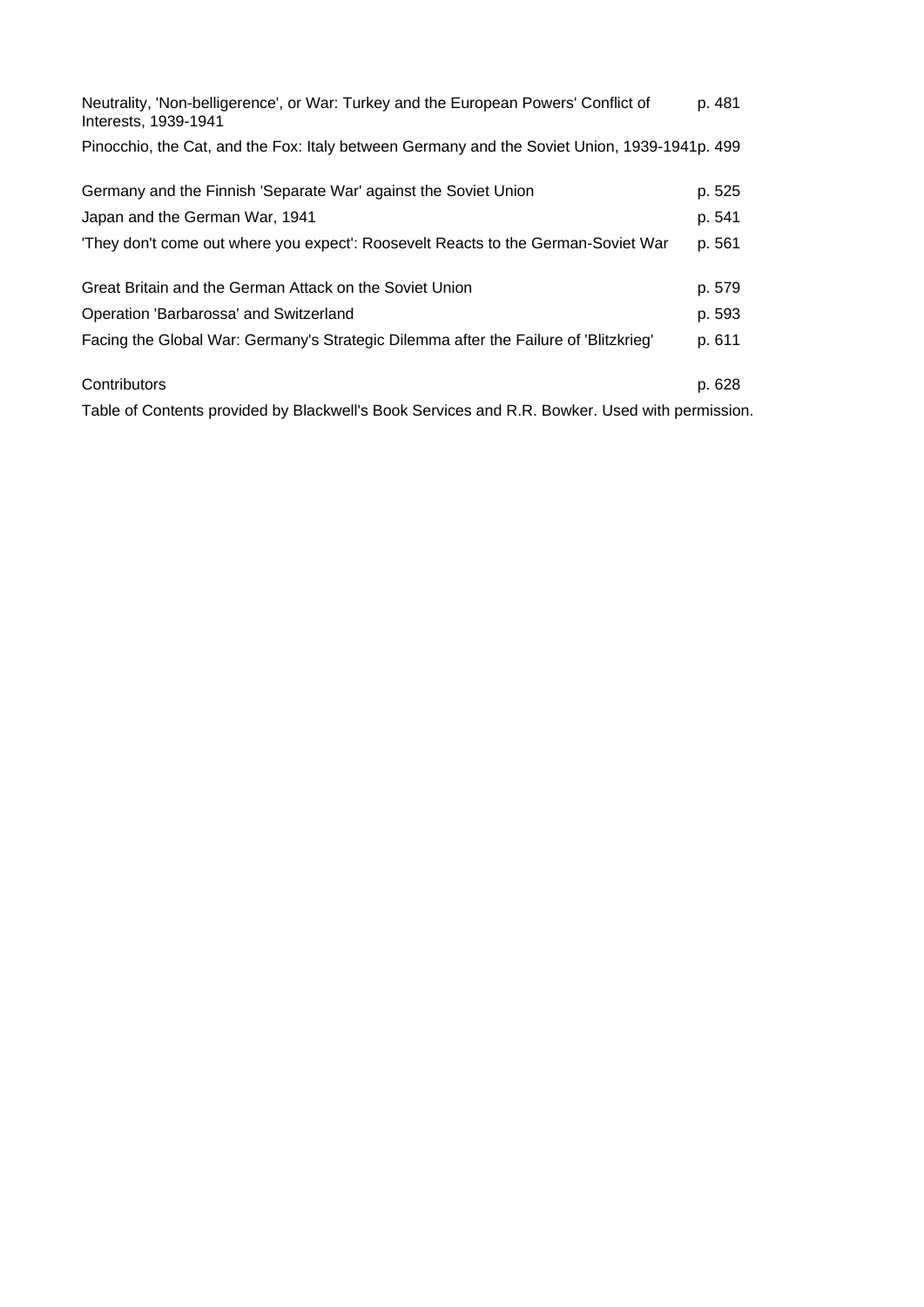| | |
|---|---|
| Neutrality, 'Non-belligerence', or War: Turkey and the European Powers' Conflict of Interests, 1939-1941 | p. 481 |
| Pinocchio, the Cat, and the Fox: Italy between Germany and the Soviet Union, 1939-1941 | p. 499 |
| Germany and the Finnish 'Separate War' against the Soviet Union | p. 525 |
| Japan and the German War, 1941 | p. 541 |
| 'They don't come out where you expect': Roosevelt Reacts to the German-Soviet War | p. 561 |
| Great Britain and the German Attack on the Soviet Union | p. 579 |
| Operation 'Barbarossa' and Switzerland | p. 593 |
| Facing the Global War: Germany's Strategic Dilemma after the Failure of 'Blitzkrieg' | p. 611 |
| Contributors | p. 628 |

Table of Contents provided by Blackwell's Book Services and R.R. Bowker. Used with permission.